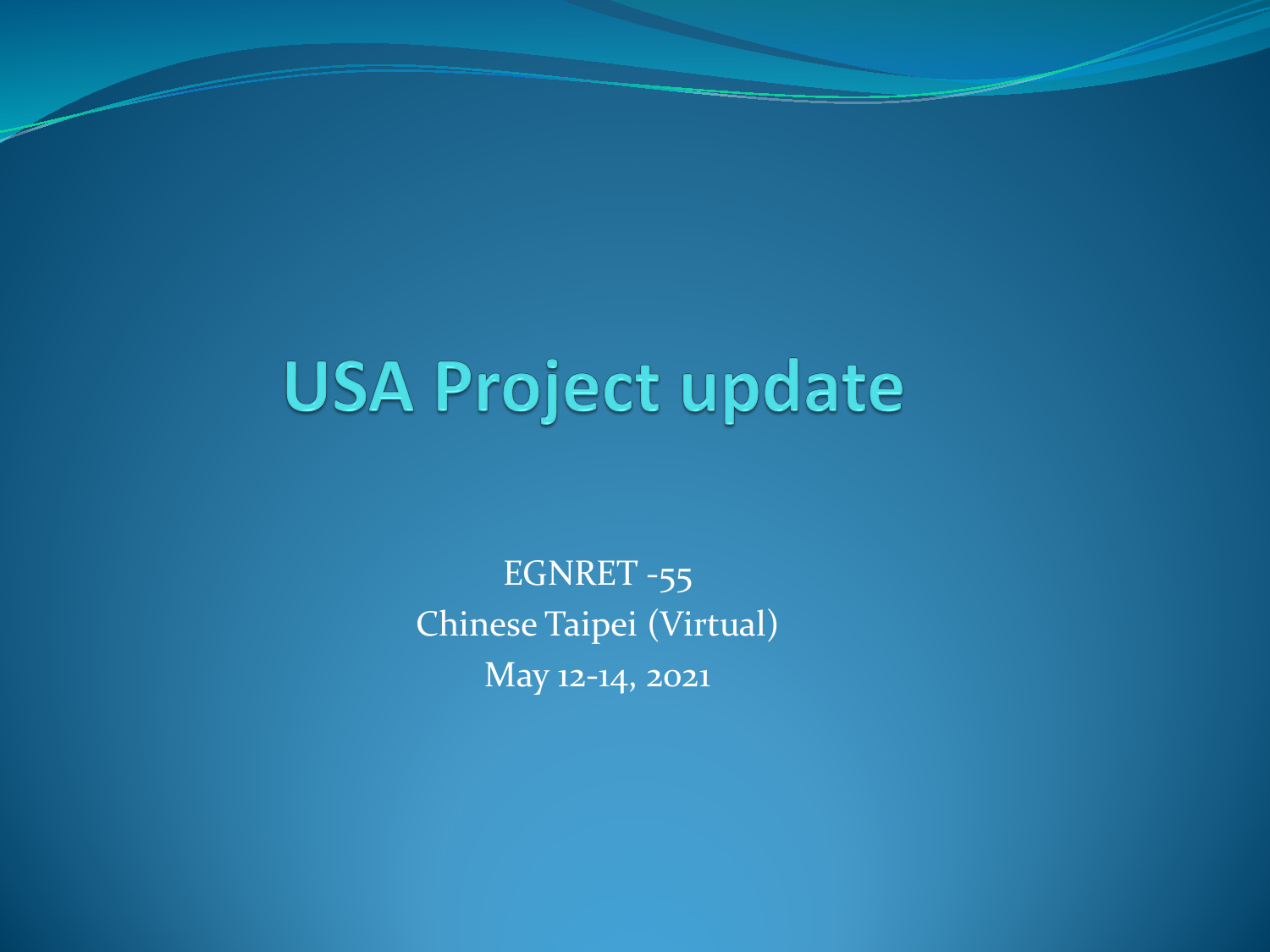# USA Project update

EGNRET -55

Chinese Taipei (Virtual)

May 12-14, 2021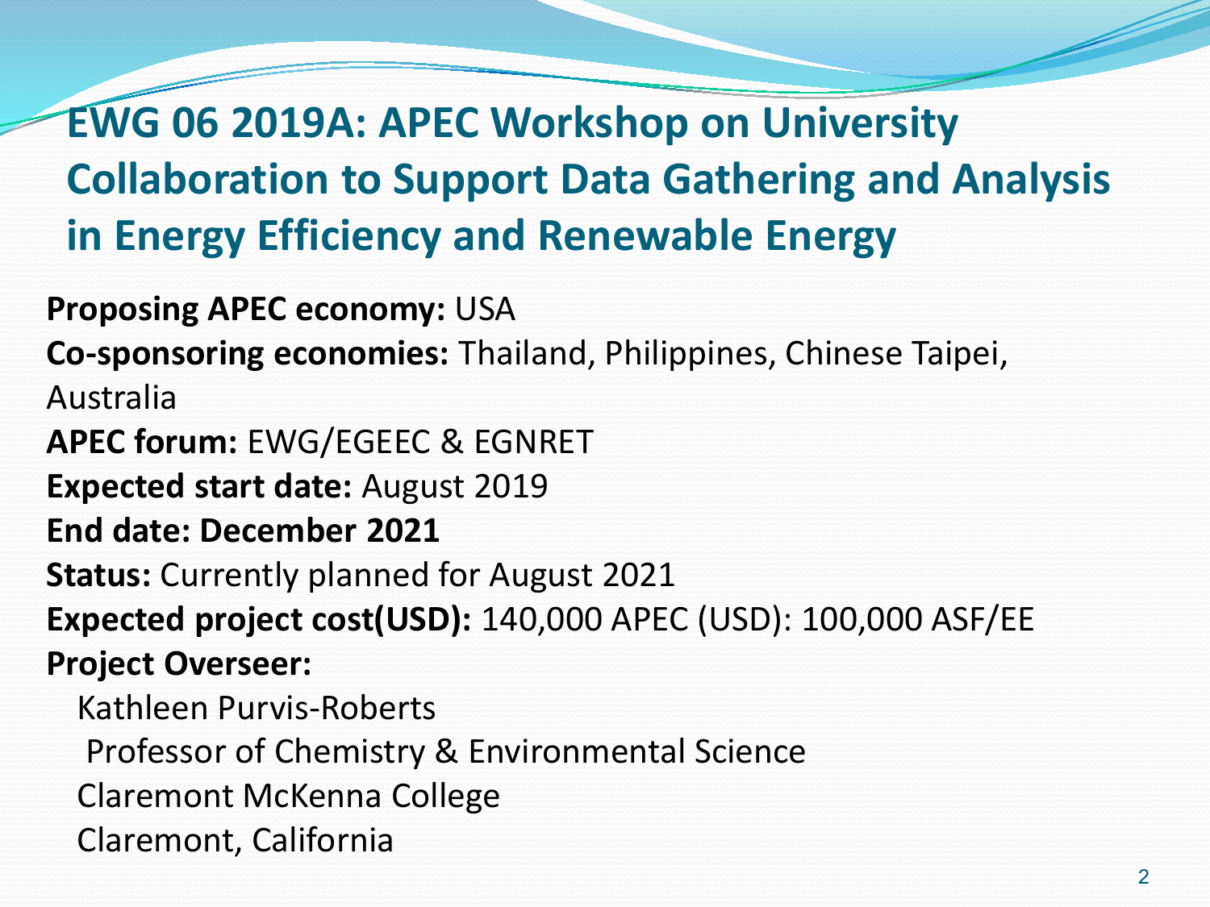# EWG 06 2019A: APEC Workshop on University Collaboration to Support Data Gathering and Analysis in Energy Efficiency and Renewable Energy

**Proposing APEC economy:** USA

**Co-sponsoring economies:** Thailand, Philippines, Chinese Taipei, Australia

**APEC forum:** EWG/EGEEC & EGNRET

**Expected start date:** August 2019

**End date: December 2021**

**Status:** Currently planned for August 2021

**Expected project cost(USD):** 140,000 APEC (USD): 100,000 ASF/EE

**Project Overseer:**

Kathleen Purvis-Roberts
Professor of Chemistry & Environmental Science
Claremont McKenna College
Claremont, California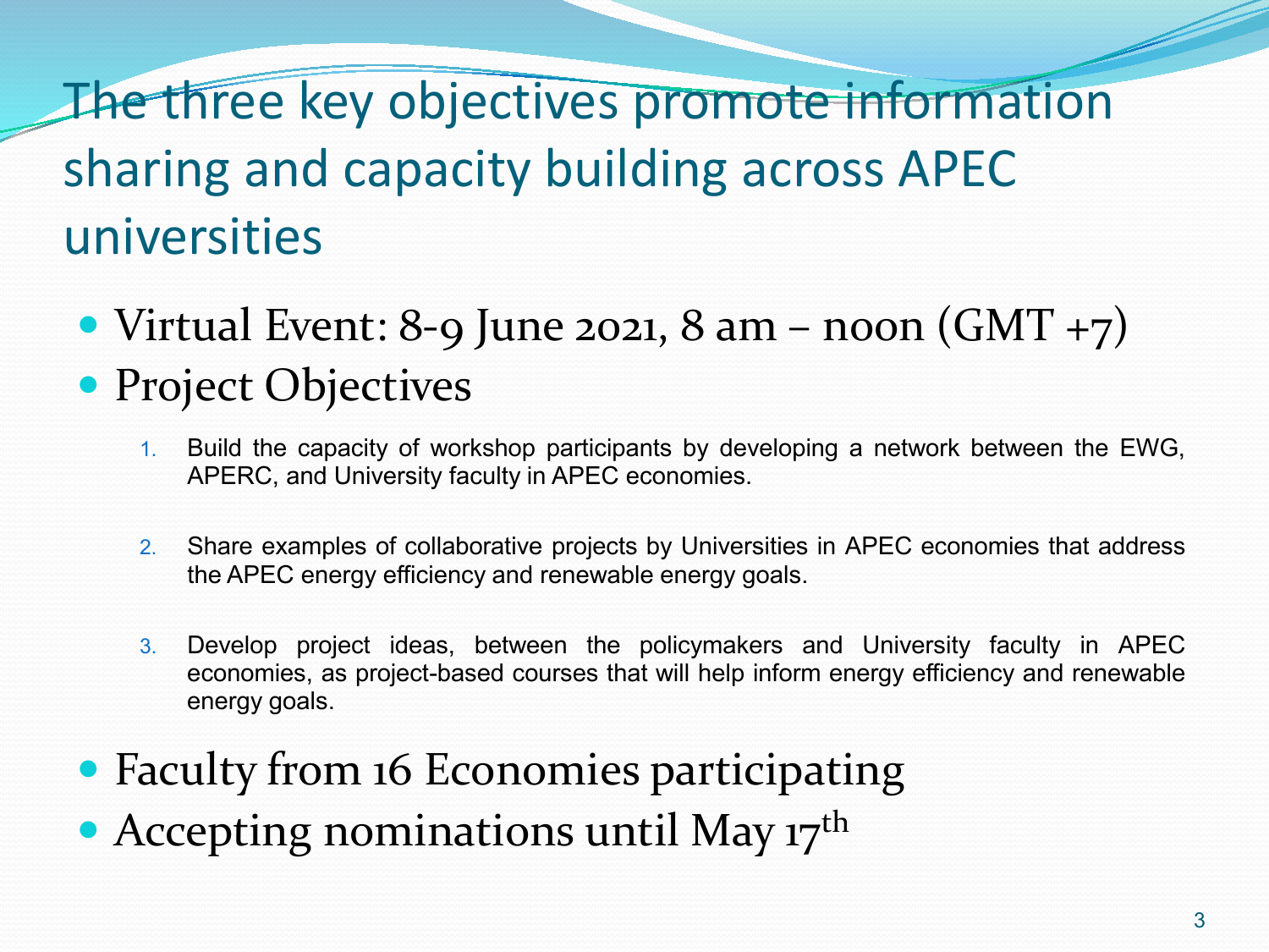# The three key objectives promote information sharing and capacity building across APEC universities

- Virtual Event: 8-9 June 2021, 8 am – noon (GMT +7)
- Project Objectives
  1. Build the capacity of workshop participants by developing a network between the EWG, APERC, and University faculty in APEC economies.
  2. Share examples of collaborative projects by Universities in APEC economies that address the APEC energy efficiency and renewable energy goals.
  3. Develop project ideas, between the policymakers and University faculty in APEC economies, as project-based courses that will help inform energy efficiency and renewable energy goals.
- Faculty from 16 Economies participating
- Accepting nominations until May 17th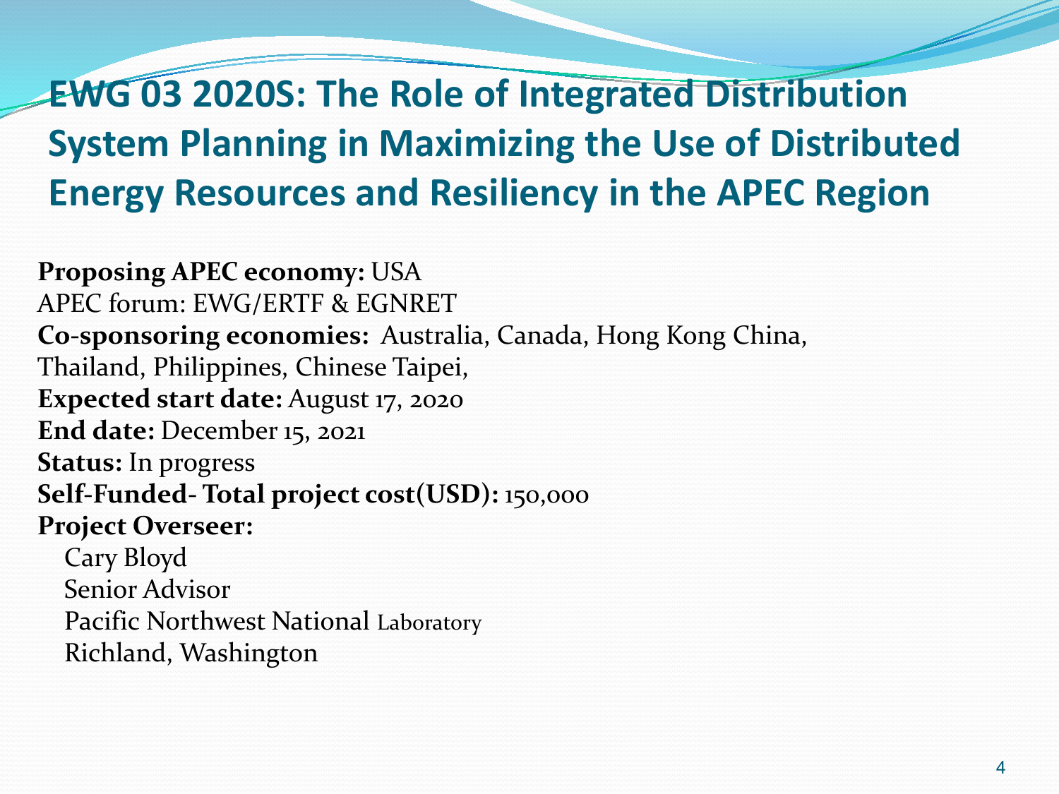# EWG 03 2020S: The Role of Integrated Distribution System Planning in Maximizing the Use of Distributed Energy Resources and Resiliency in the APEC Region

**Proposing APEC economy:** USA
APEC forum: EWG/ERTF & EGNRET
**Co-sponsoring economies:** Australia, Canada, Hong Kong China, Thailand, Philippines, Chinese Taipei,
**Expected start date:** August 17, 2020
**End date:** December 15, 2021
**Status:** In progress
**Self-Funded- Total project cost(USD):** 150,000
**Project Overseer:**

Cary Bloyd
Senior Advisor
Pacific Northwest National Laboratory
Richland, Washington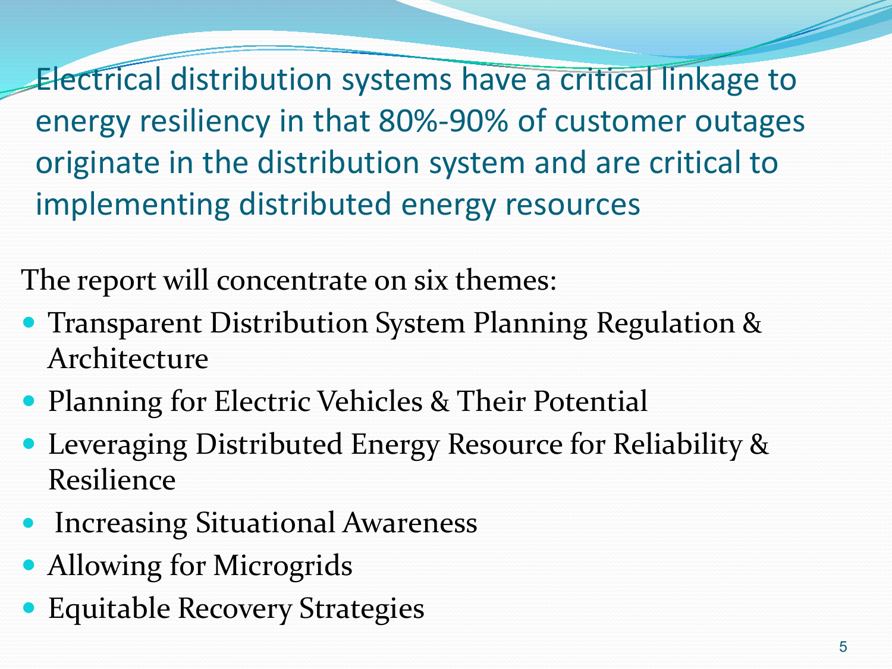Electrical distribution systems have a critical linkage to energy resiliency in that 80%-90% of customer outages originate in the distribution system and are critical to implementing distributed energy resources

The report will concentrate on six themes:

- Transparent Distribution System Planning Regulation & Architecture
- Planning for Electric Vehicles & Their Potential
- Leveraging Distributed Energy Resource for Reliability & Resilience
- Increasing Situational Awareness
- Allowing for Microgrids
- Equitable Recovery Strategies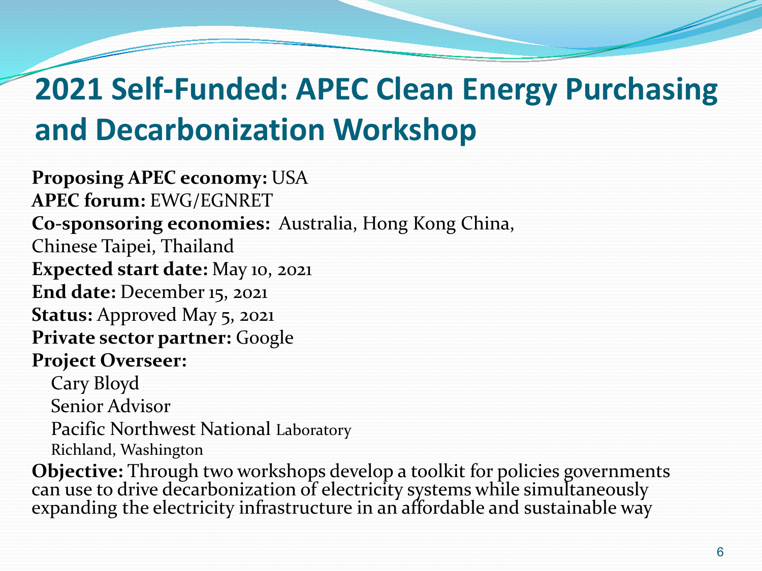# 2021 Self-Funded: APEC Clean Energy Purchasing and Decarbonization Workshop

**Proposing APEC economy:** USA
**APEC forum:** EWG/EGNRET
**Co-sponsoring economies:** Australia, Hong Kong China, Chinese Taipei, Thailand
**Expected start date:** May 10, 2021
**End date:** December 15, 2021
**Status:** Approved May 5, 2021
**Private sector partner:** Google
**Project Overseer:**

Cary Bloyd
Senior Advisor
Pacific Northwest National Laboratory
Richland, Washington

**Objective:** Through two workshops develop a toolkit for policies governments can use to drive decarbonization of electricity systems while simultaneously expanding the electricity infrastructure in an affordable and sustainable way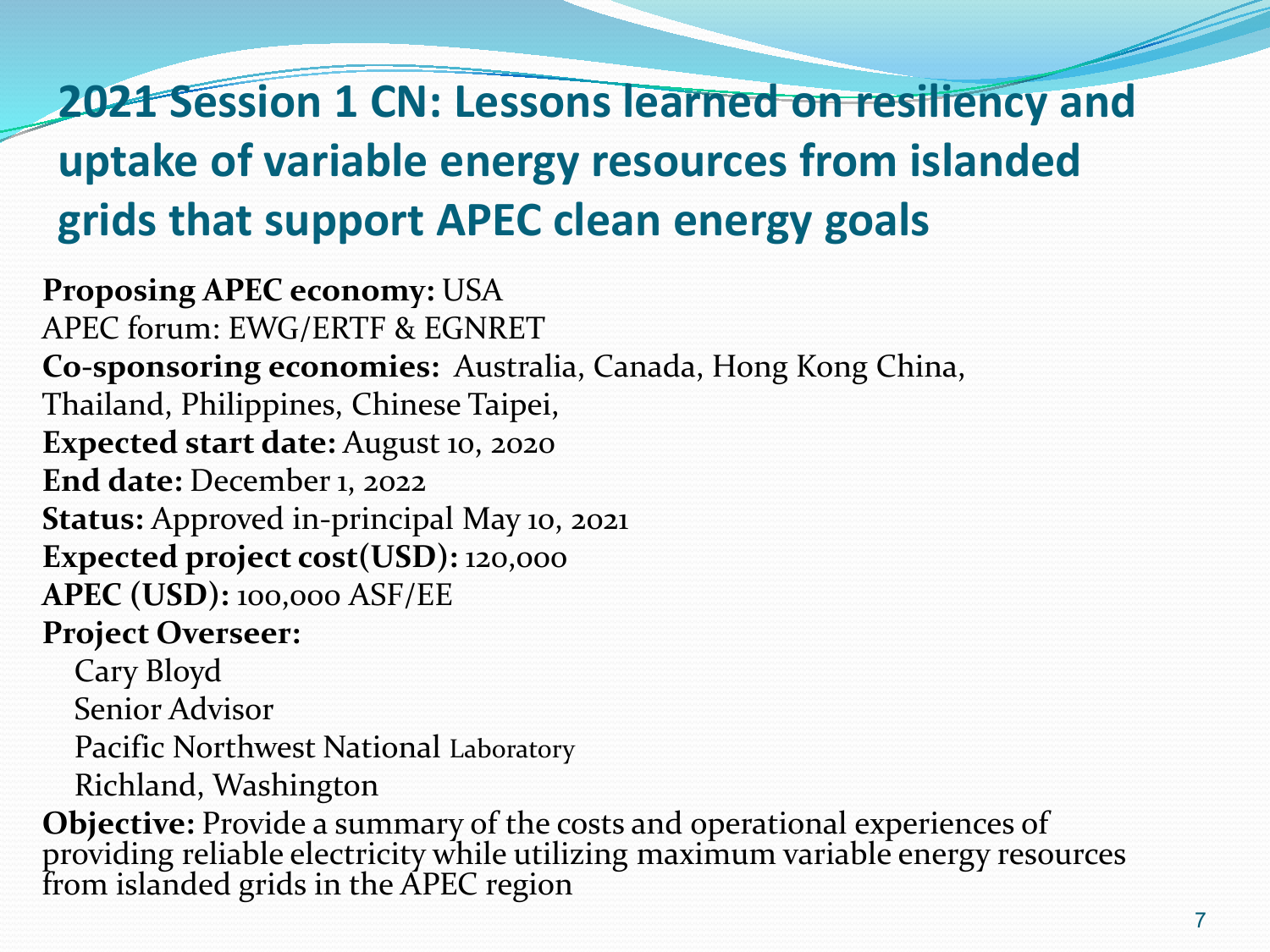# 2021 Session 1 CN: Lessons learned on resiliency and uptake of variable energy resources from islanded grids that support APEC clean energy goals

**Proposing APEC economy:** USA
APEC forum: EWG/ERTF & EGNRET
**Co-sponsoring economies:** Australia, Canada, Hong Kong China, Thailand, Philippines, Chinese Taipei,
**Expected start date:** August 10, 2020
**End date:** December 1, 2022
**Status:** Approved in-principal May 10, 2021
**Expected project cost(USD):** 120,000
**APEC (USD):** 100,000 ASF/EE
**Project Overseer:**

Cary Bloyd
Senior Advisor
Pacific Northwest National Laboratory
Richland, Washington

**Objective:** Provide a summary of the costs and operational experiences of providing reliable electricity while utilizing maximum variable energy resources from islanded grids in the APEC region